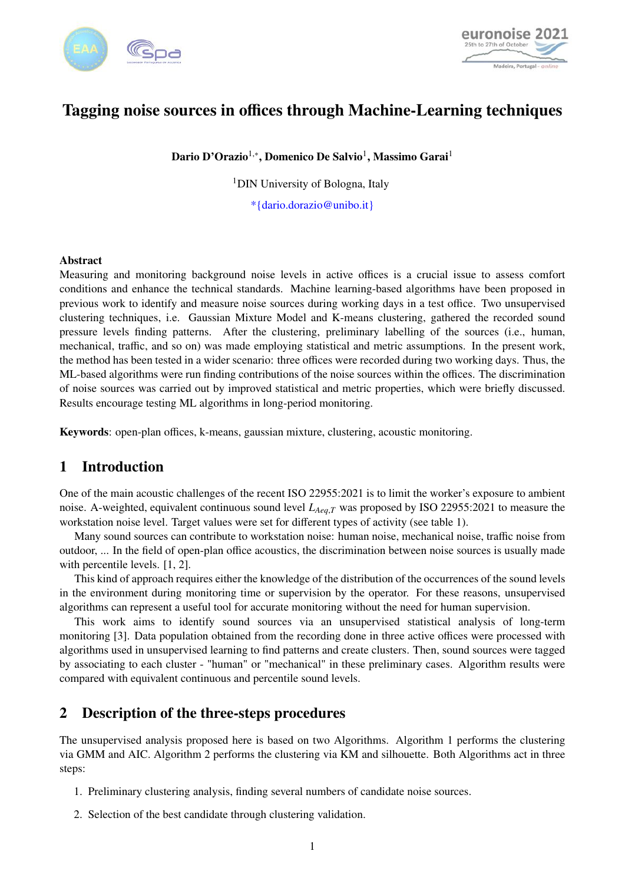# Tagging noise sources in offices through Machine-Learning techniques

**Dario D'Orazio**[1,*], **Domenico De Salvio**[1], **Massimo Garai**[1]

[1]DIN University of Bologna, Italy

*{dario.dorazio@unibo.it}

**Abstract**

Measuring and monitoring background noise levels in active offices is a crucial issue to assess comfort conditions and enhance the technical standards. Machine learning-based algorithms have been proposed in previous work to identify and measure noise sources during working days in a test office. Two unsupervised clustering techniques, i.e. Gaussian Mixture Model and K-means clustering, gathered the recorded sound pressure levels finding patterns. After the clustering, preliminary labelling of the sources (i.e., human, mechanical, traffic, and so on) was made employing statistical and metric assumptions. In the present work, the method has been tested in a wider scenario: three offices were recorded during two working days. Thus, the ML-based algorithms were run finding contributions of the noise sources within the offices. The discrimination of noise sources was carried out by improved statistical and metric properties, which were briefly discussed. Results encourage testing ML algorithms in long-period monitoring.

**Keywords**: open-plan offices, k-means, gaussian mixture, clustering, acoustic monitoring.

## 1 Introduction

One of the main acoustic challenges of the recent ISO 22955:2021 is to limit the worker's exposure to ambient noise. A-weighted, equivalent continuous sound level $L_{Aeq,T}$ was proposed by ISO 22955:2021 to measure the workstation noise level. Target values were set for different types of activity (see table 1).

Many sound sources can contribute to workstation noise: human noise, mechanical noise, traffic noise from outdoor, ... In the field of open-plan office acoustics, the discrimination between noise sources is usually made with percentile levels. [1, 2].

This kind of approach requires either the knowledge of the distribution of the occurrences of the sound levels in the environment during monitoring time or supervision by the operator. For these reasons, unsupervised algorithms can represent a useful tool for accurate monitoring without the need for human supervision.

This work aims to identify sound sources via an unsupervised statistical analysis of long-term monitoring [3]. Data population obtained from the recording done in three active offices were processed with algorithms used in unsupervised learning to find patterns and create clusters. Then, sound sources were tagged by associating to each cluster - "human" or "mechanical" in these preliminary cases. Algorithm results were compared with equivalent continuous and percentile sound levels.

## 2 Description of the three-steps procedures

The unsupervised analysis proposed here is based on two Algorithms. Algorithm 1 performs the clustering via GMM and AIC. Algorithm 2 performs the clustering via KM and silhouette. Both Algorithms act in three steps:

1. Preliminary clustering analysis, finding several numbers of candidate noise sources.
2. Selection of the best candidate through clustering validation.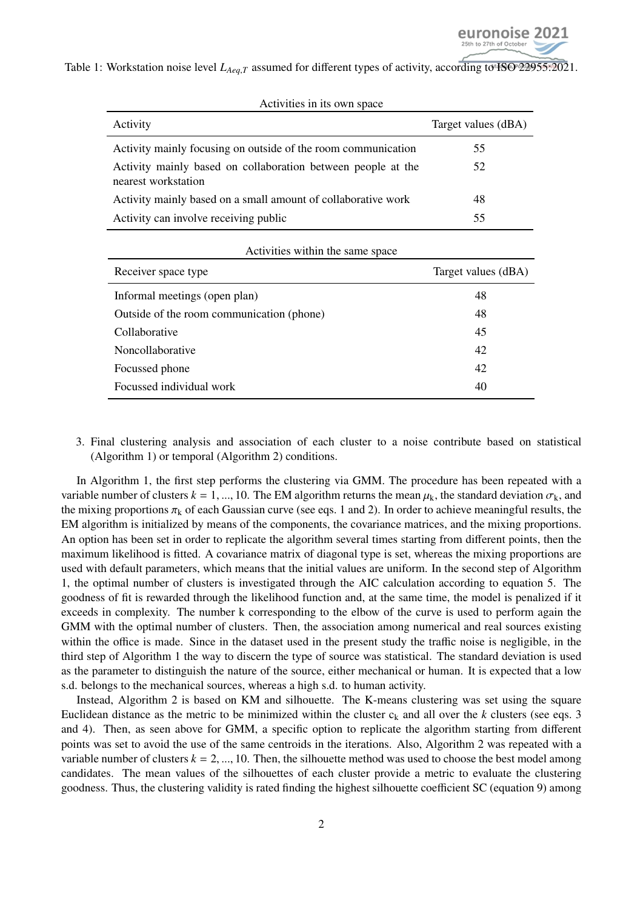Table 1: Workstation noise level $L_{Aeq,T}$ assumed for different types of activity, according to ISO 22955:2021.

Activities in its own space

| Activity | Target values (dBA) |
|---|---|
| Activity mainly focusing on outside of the room communication | 55 |
| Activity mainly based on collaboration between people at the nearest workstation | 52 |
| Activity mainly based on a small amount of collaborative work | 48 |
| Activity can involve receiving public | 55 |

Activities within the same space

| Receiver space type | Target values (dBA) |
|---|---|
| Informal meetings (open plan) | 48 |
| Outside of the room communication (phone) | 48 |
| Collaborative | 45 |
| Noncollaborative | 42 |
| Focussed phone | 42 |
| Focussed individual work | 40 |

3. Final clustering analysis and association of each cluster to a noise contribute based on statistical (Algorithm 1) or temporal (Algorithm 2) conditions.

In Algorithm 1, the first step performs the clustering via GMM. The procedure has been repeated with a variable number of clusters $k = 1, ..., 10$. The EM algorithm returns the mean $\mu_k$, the standard deviation $\sigma_k$, and the mixing proportions $\pi_k$ of each Gaussian curve (see eqs. 1 and 2). In order to achieve meaningful results, the EM algorithm is initialized by means of the components, the covariance matrices, and the mixing proportions. An option has been set in order to replicate the algorithm several times starting from different points, then the maximum likelihood is fitted. A covariance matrix of diagonal type is set, whereas the mixing proportions are used with default parameters, which means that the initial values are uniform. In the second step of Algorithm 1, the optimal number of clusters is investigated through the AIC calculation according to equation 5. The goodness of fit is rewarded through the likelihood function and, at the same time, the model is penalized if it exceeds in complexity. The number k corresponding to the elbow of the curve is used to perform again the GMM with the optimal number of clusters. Then, the association among numerical and real sources existing within the office is made. Since in the dataset used in the present study the traffic noise is negligible, in the third step of Algorithm 1 the way to discern the type of source was statistical. The standard deviation is used as the parameter to distinguish the nature of the source, either mechanical or human. It is expected that a low s.d. belongs to the mechanical sources, whereas a high s.d. to human activity.

Instead, Algorithm 2 is based on KM and silhouette. The K-means clustering was set using the square Euclidean distance as the metric to be minimized within the cluster $c_k$ and all over the $k$ clusters (see eqs. 3 and 4). Then, as seen above for GMM, a specific option to replicate the algorithm starting from different points was set to avoid the use of the same centroids in the iterations. Also, Algorithm 2 was repeated with a variable number of clusters $k = 2, ..., 10$. Then, the silhouette method was used to choose the best model among candidates. The mean values of the silhouettes of each cluster provide a metric to evaluate the clustering goodness. Thus, the clustering validity is rated finding the highest silhouette coefficient SC (equation 9) among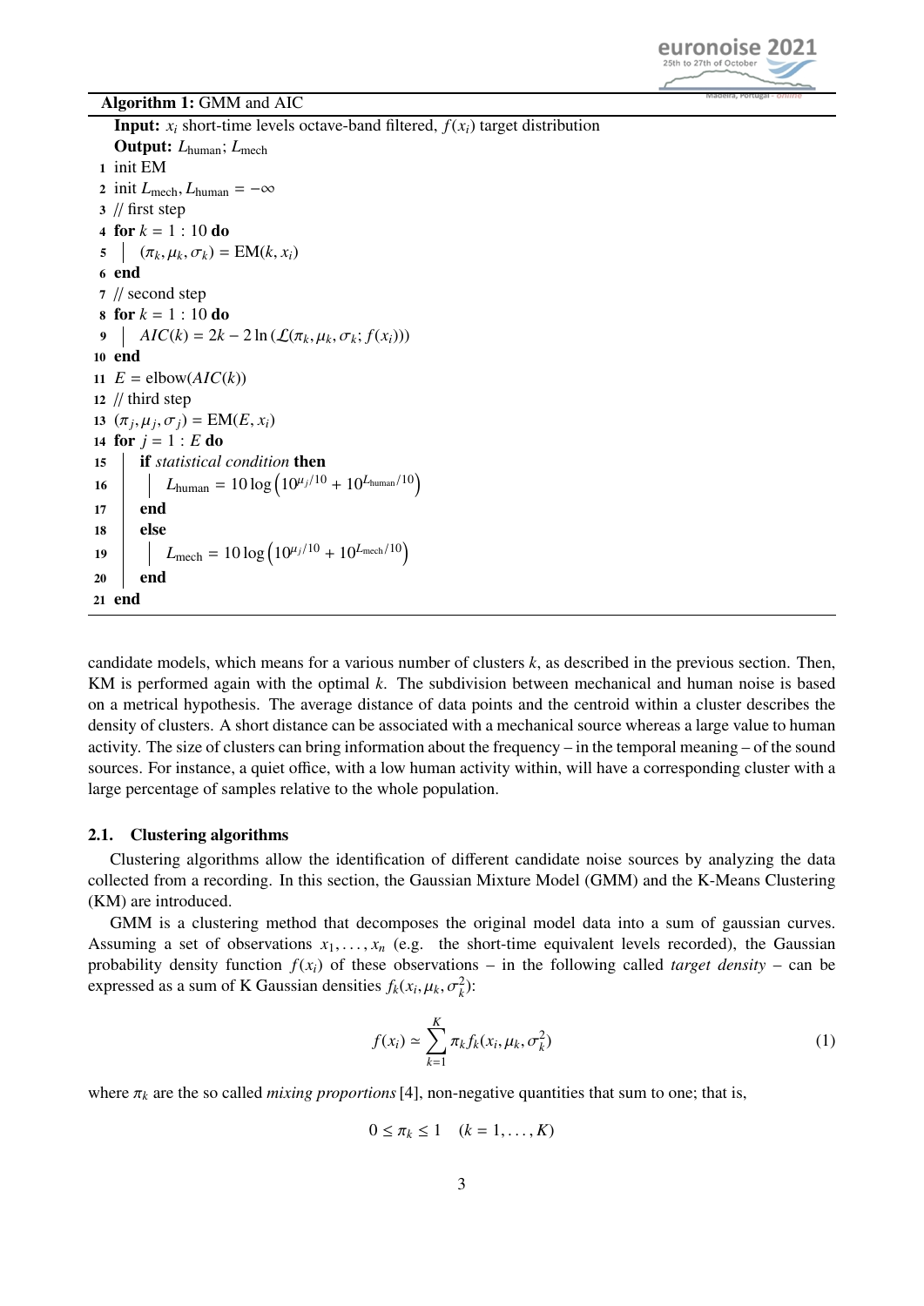**Algorithm 1:** GMM and AIC

```
Input: x_i short-time levels octave-band filtered, f(x_i) target distribution
Output: L_human; L_mech
1  init EM
2  init L_mech, L_human = −∞
3  // first step
4  for k = 1 : 10 do
5  |   (π_k, μ_k, σ_k) = EM(k, x_i)
6  end
7  // second step
8  for k = 1 : 10 do
9  |   AIC(k) = 2k − 2 ln (ℒ(π_k, μ_k, σ_k; f(x_i)))
10 end
11 E = elbow(AIC(k))
12 // third step
13 (π_j, μ_j, σ_j) = EM(E, x_i)
14 for j = 1 : E do
15 |   if statistical condition then
16 |   |   L_human = 10 log (10^(μ_j/10) + 10^(L_human/10))
17 |   end
18 |   else
19 |   |   L_mech = 10 log (10^(μ_j/10) + 10^(L_mech/10))
20 |   end
21 end
```

candidate models, which means for a various number of clusters $k$, as described in the previous section. Then, KM is performed again with the optimal $k$. The subdivision between mechanical and human noise is based on a metrical hypothesis. The average distance of data points and the centroid within a cluster describes the density of clusters. A short distance can be associated with a mechanical source whereas a large value to human activity. The size of clusters can bring information about the frequency – in the temporal meaning – of the sound sources. For instance, a quiet office, with a low human activity within, will have a corresponding cluster with a large percentage of samples relative to the whole population.

### 2.1. Clustering algorithms

Clustering algorithms allow the identification of different candidate noise sources by analyzing the data collected from a recording. In this section, the Gaussian Mixture Model (GMM) and the K-Means Clustering (KM) are introduced.

GMM is a clustering method that decomposes the original model data into a sum of gaussian curves. Assuming a set of observations $x_1, \ldots, x_n$ (e.g. the short-time equivalent levels recorded), the Gaussian probability density function $f(x_i)$ of these observations – in the following called *target density* – can be expressed as a sum of K Gaussian densities $f_k(x_i, \mu_k, \sigma_k^2)$:

$$f(x_i) \simeq \sum_{k=1}^{K} \pi_k f_k(x_i, \mu_k, \sigma_k^2) \tag{1}$$

where $\pi_k$ are the so called *mixing proportions* [4], non-negative quantities that sum to one; that is,

$$0 \leq \pi_k \leq 1 \quad (k = 1, \ldots, K)$$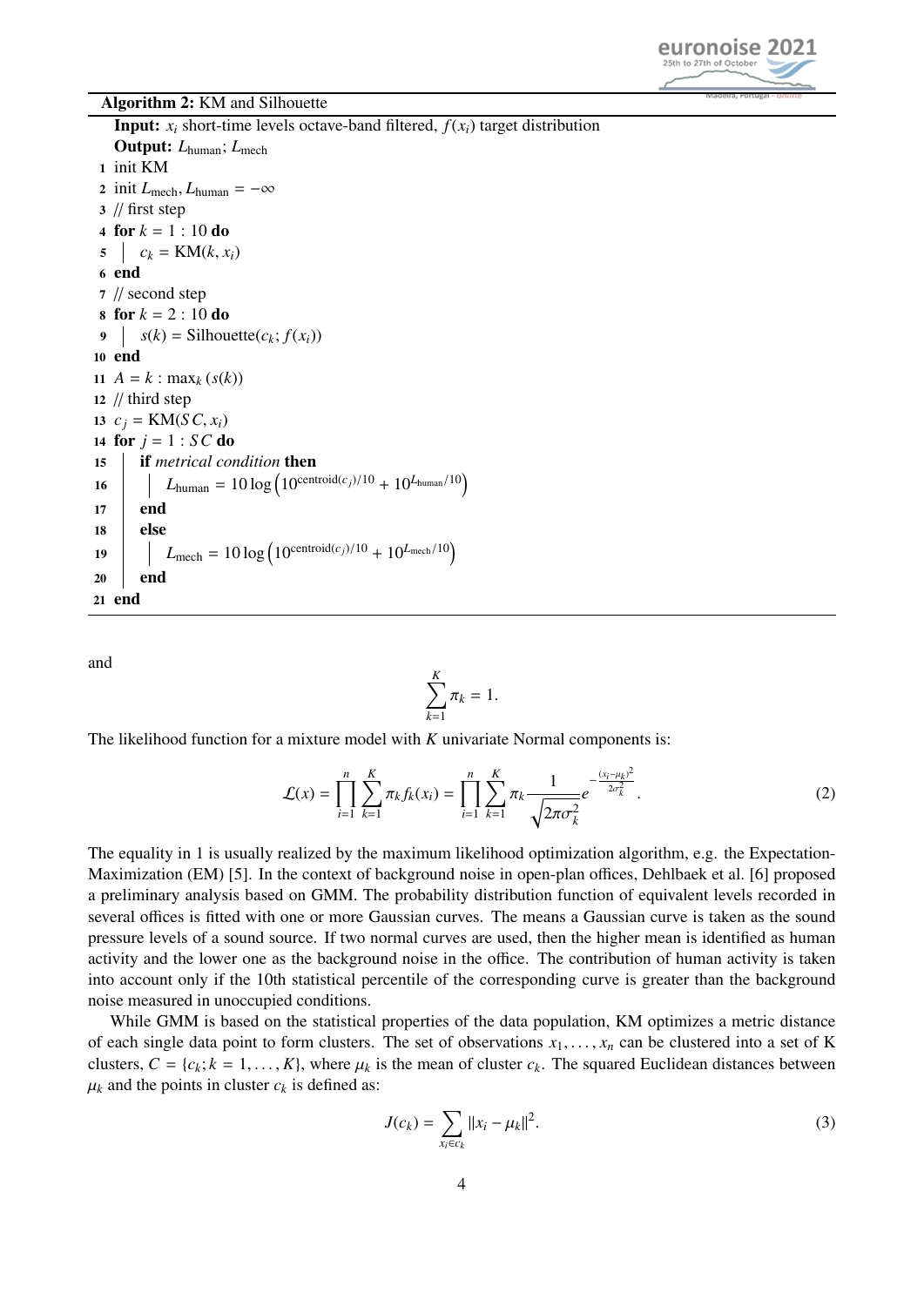**Algorithm 2:** KM and Silhouette

```
   Input: x_i short-time levels octave-band filtered, f(x_i) target distribution
   Output: L_human; L_mech
 1 init KM
 2 init L_mech, L_human = −∞
 3 // first step
 4 for k = 1 : 10 do
 5 │  c_k = KM(k, x_i)
 6 end
 7 // second step
 8 for k = 2 : 10 do
 9 │  s(k) = Silhouette(c_k; f(x_i))
10 end
11 A = k : max_k (s(k))
12 // third step
13 c_j = KM(SC, x_i)
14 for j = 1 : SC do
15 │  if metrical condition then
16 │  │  L_human = 10 log(10^(centroid(c_j)/10) + 10^(L_human/10))
17 │  end
18 │  else
19 │  │  L_mech = 10 log(10^(centroid(c_j)/10) + 10^(L_mech/10))
20 │  end
21 end
```

and

$$\sum_{k=1}^{K} \pi_k = 1.$$

The likelihood function for a mixture model with $K$ univariate Normal components is:

$$\mathcal{L}(x) = \prod_{i=1}^{n} \sum_{k=1}^{K} \pi_k f_k(x_i) = \prod_{i=1}^{n} \sum_{k=1}^{K} \pi_k \frac{1}{\sqrt{2\pi\sigma_k^2}} e^{-\frac{(x_i-\mu_k)^2}{2\sigma_k^2}}. \tag{2}$$

The equality in 1 is usually realized by the maximum likelihood optimization algorithm, e.g. the Expectation-Maximization (EM) [5]. In the context of background noise in open-plan offices, Dehlbaek et al. [6] proposed a preliminary analysis based on GMM. The probability distribution function of equivalent levels recorded in several offices is fitted with one or more Gaussian curves. The means a Gaussian curve is taken as the sound pressure levels of a sound source. If two normal curves are used, then the higher mean is identified as human activity and the lower one as the background noise in the office. The contribution of human activity is taken into account only if the 10th statistical percentile of the corresponding curve is greater than the background noise measured in unoccupied conditions.

While GMM is based on the statistical properties of the data population, KM optimizes a metric distance of each single data point to form clusters. The set of observations $x_1, \ldots, x_n$ can be clustered into a set of K clusters, $C = \{c_k; k = 1, \ldots, K\}$, where $\mu_k$ is the mean of cluster $c_k$. The squared Euclidean distances between $\mu_k$ and the points in cluster $c_k$ is defined as:

$$J(c_k) = \sum_{x_i \in c_k} \|x_i - \mu_k\|^2. \tag{3}$$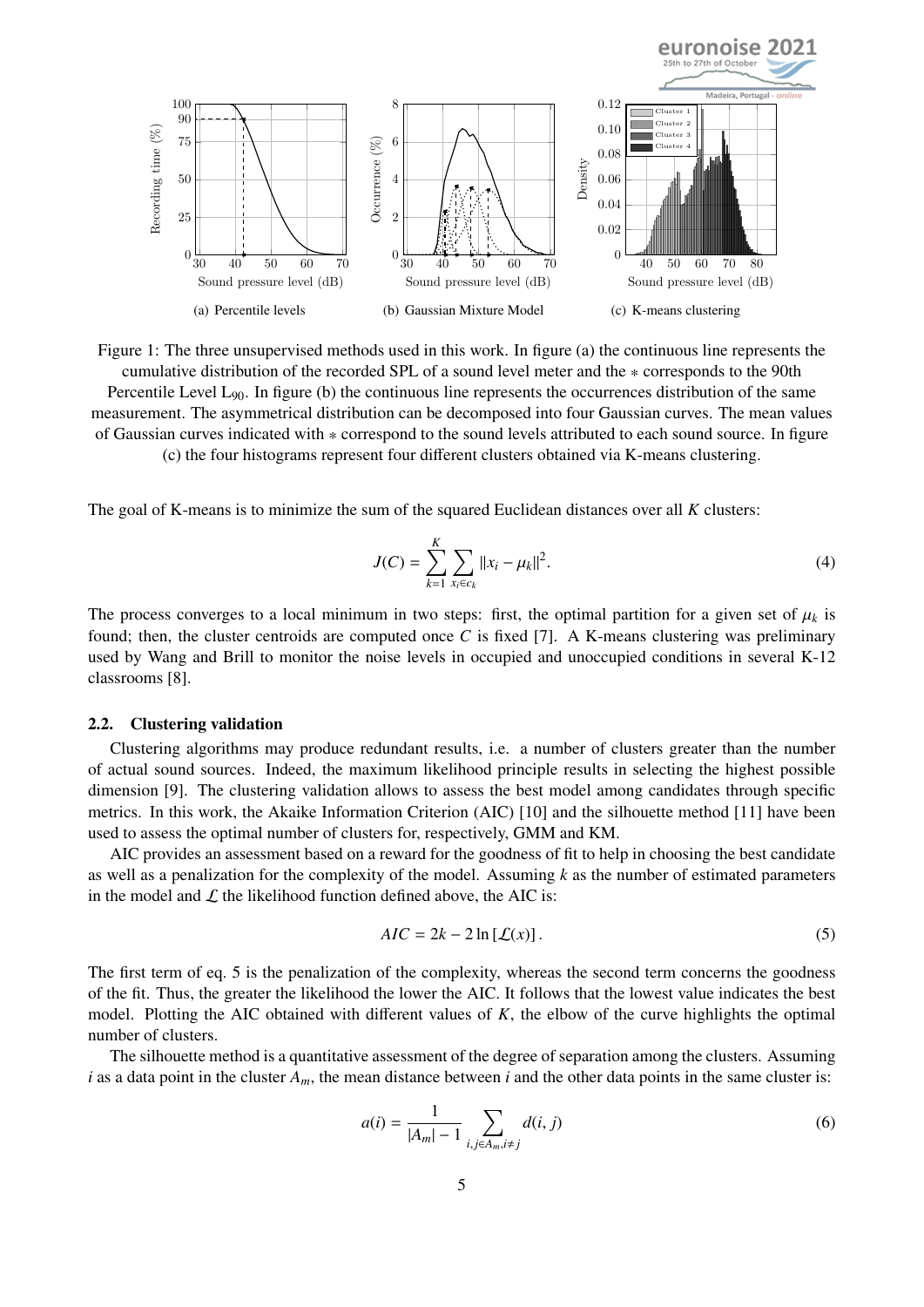(a) Percentile levels

(b) Gaussian Mixture Model

(c) K-means clustering

Figure 1: The three unsupervised methods used in this work. In figure (a) the continuous line represents the cumulative distribution of the recorded SPL of a sound level meter and the $*$ corresponds to the 90th Percentile Level $L_{90}$. In figure (b) the continuous line represents the occurrences distribution of the same measurement. The asymmetrical distribution can be decomposed into four Gaussian curves. The mean values of Gaussian curves indicated with $*$ correspond to the sound levels attributed to each sound source. In figure (c) the four histograms represent four different clusters obtained via K-means clustering.

The goal of K-means is to minimize the sum of the squared Euclidean distances over all $K$ clusters:

$$J(C) = \sum_{k=1}^{K} \sum_{x_i \in c_k} \|x_i - \mu_k\|^2. \tag{4}$$

The process converges to a local minimum in two steps: first, the optimal partition for a given set of $\mu_k$ is found; then, the cluster centroids are computed once $C$ is fixed [7]. A K-means clustering was preliminary used by Wang and Brill to monitor the noise levels in occupied and unoccupied conditions in several K-12 classrooms [8].

### 2.2. Clustering validation

Clustering algorithms may produce redundant results, i.e. a number of clusters greater than the number of actual sound sources. Indeed, the maximum likelihood principle results in selecting the highest possible dimension [9]. The clustering validation allows to assess the best model among candidates through specific metrics. In this work, the Akaike Information Criterion (AIC) [10] and the silhouette method [11] have been used to assess the optimal number of clusters for, respectively, GMM and KM.

AIC provides an assessment based on a reward for the goodness of fit to help in choosing the best candidate as well as a penalization for the complexity of the model. Assuming $k$ as the number of estimated parameters in the model and $\mathcal{L}$ the likelihood function defined above, the AIC is:

$$AIC = 2k - 2 \ln [\mathcal{L}(x)] . \tag{5}$$

The first term of eq. 5 is the penalization of the complexity, whereas the second term concerns the goodness of the fit. Thus, the greater the likelihood the lower the AIC. It follows that the lowest value indicates the best model. Plotting the AIC obtained with different values of $K$, the elbow of the curve highlights the optimal number of clusters.

The silhouette method is a quantitative assessment of the degree of separation among the clusters. Assuming $i$ as a data point in the cluster $A_m$, the mean distance between $i$ and the other data points in the same cluster is:

$$a(i) = \frac{1}{|A_m| - 1} \sum_{i,j \in A_m, i \neq j} d(i, j) \tag{6}$$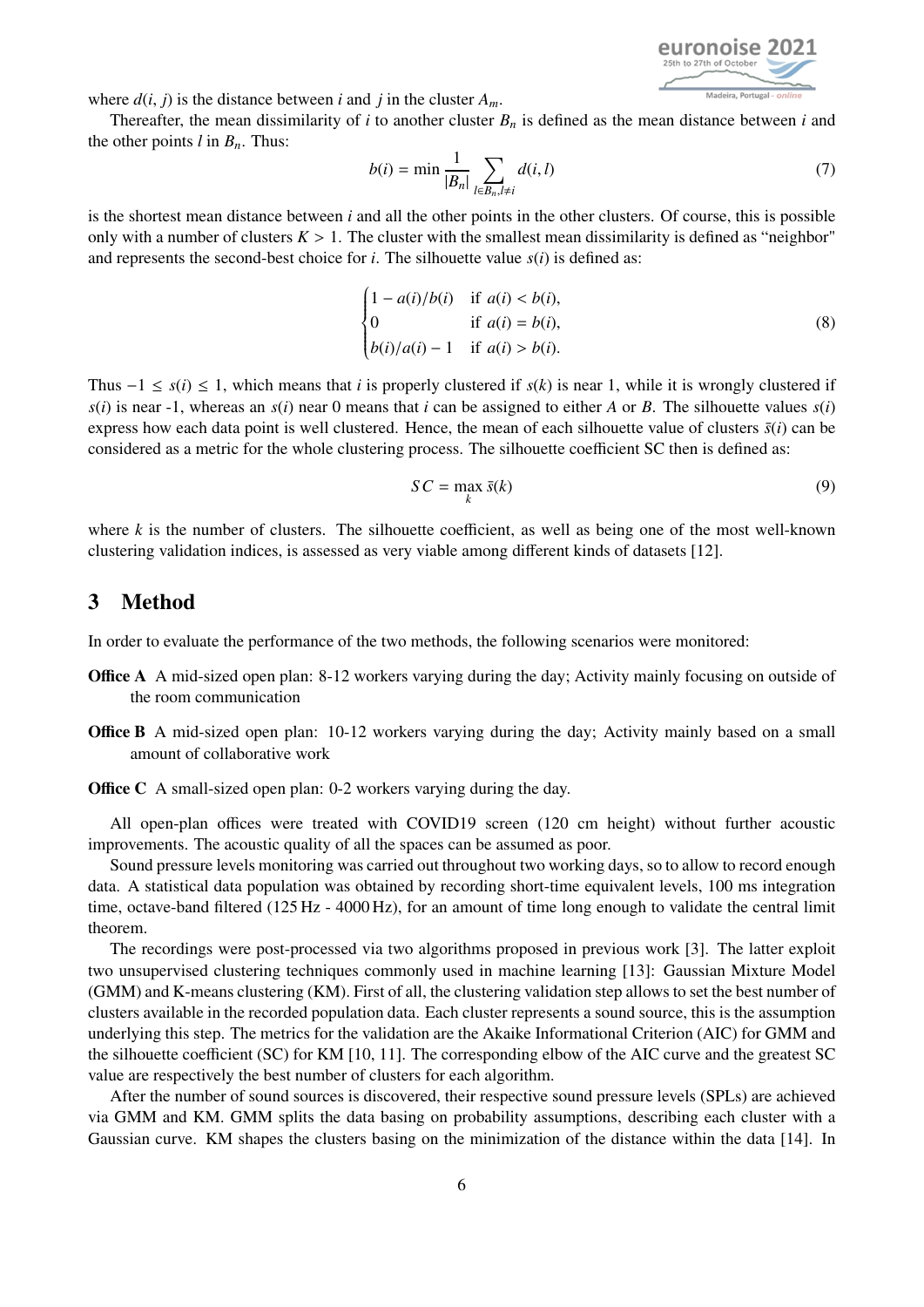where $d(i, j)$ is the distance between $i$ and $j$ in the cluster $A_m$.

Thereafter, the mean dissimilarity of $i$ to another cluster $B_n$ is defined as the mean distance between $i$ and the other points $l$ in $B_n$. Thus:

$$b(i) = \min \frac{1}{|B_n|} \sum_{l \in B_n, l \neq i} d(i, l) \tag{7}$$

is the shortest mean distance between $i$ and all the other points in the other clusters. Of course, this is possible only with a number of clusters $K > 1$. The cluster with the smallest mean dissimilarity is defined as "neighbor" and represents the second-best choice for $i$. The silhouette value $s(i)$ is defined as:

$$\begin{cases} 1 - a(i)/b(i) & \text{if } a(i) < b(i), \\ 0 & \text{if } a(i) = b(i), \\ b(i)/a(i) - 1 & \text{if } a(i) > b(i). \end{cases} \tag{8}$$

Thus $-1 \leq s(i) \leq 1$, which means that $i$ is properly clustered if $s(k)$ is near 1, while it is wrongly clustered if $s(i)$ is near -1, whereas an $s(i)$ near 0 means that $i$ can be assigned to either $A$ or $B$. The silhouette values $s(i)$ express how each data point is well clustered. Hence, the mean of each silhouette value of clusters $\bar{s}(i)$ can be considered as a metric for the whole clustering process. The silhouette coefficient SC then is defined as:

$$SC = \max_k \bar{s}(k) \tag{9}$$

where $k$ is the number of clusters. The silhouette coefficient, as well as being one of the most well-known clustering validation indices, is assessed as very viable among different kinds of datasets [12].

## 3 Method

In order to evaluate the performance of the two methods, the following scenarios were monitored:

**Office A** A mid-sized open plan: 8-12 workers varying during the day; Activity mainly focusing on outside of the room communication

**Office B** A mid-sized open plan: 10-12 workers varying during the day; Activity mainly based on a small amount of collaborative work

**Office C** A small-sized open plan: 0-2 workers varying during the day.

All open-plan offices were treated with COVID19 screen (120 cm height) without further acoustic improvements. The acoustic quality of all the spaces can be assumed as poor.

Sound pressure levels monitoring was carried out throughout two working days, so to allow to record enough data. A statistical data population was obtained by recording short-time equivalent levels, 100 ms integration time, octave-band filtered (125 Hz - 4000 Hz), for an amount of time long enough to validate the central limit theorem.

The recordings were post-processed via two algorithms proposed in previous work [3]. The latter exploit two unsupervised clustering techniques commonly used in machine learning [13]: Gaussian Mixture Model (GMM) and K-means clustering (KM). First of all, the clustering validation step allows to set the best number of clusters available in the recorded population data. Each cluster represents a sound source, this is the assumption underlying this step. The metrics for the validation are the Akaike Informational Criterion (AIC) for GMM and the silhouette coefficient (SC) for KM [10, 11]. The corresponding elbow of the AIC curve and the greatest SC value are respectively the best number of clusters for each algorithm.

After the number of sound sources is discovered, their respective sound pressure levels (SPLs) are achieved via GMM and KM. GMM splits the data basing on probability assumptions, describing each cluster with a Gaussian curve. KM shapes the clusters basing on the minimization of the distance within the data [14]. In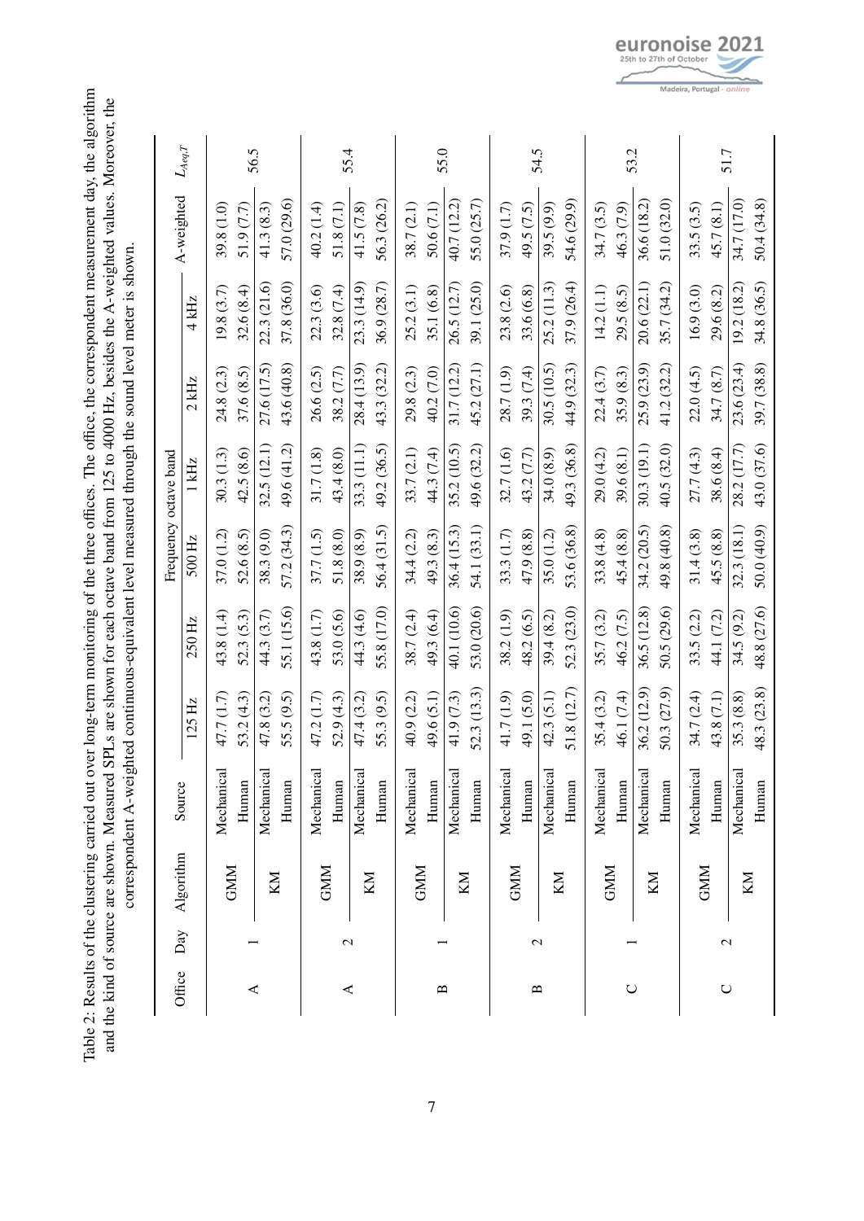Table 2: Results of the clustering carried out over long-term monitoring of the three offices. The office, the correspondent measurement day, the algorithm and the kind of source are shown. Measured SPLs are shown for each octave band from 125 to 4000 Hz, besides the A-weighted values. Moreover, the correspondent A-weighted continuous-equivalent level measured through the sound level meter is shown.

| Office | Day | Algorithm | Source | Frequency octave band | | | | | | A-weighted | $L_{Aeq,T}$ |
|---|---|---|---|---|---|---|---|---|---|---|---|
| | | | | 125 Hz | 250 Hz | 500 Hz | 1 kHz | 2 kHz | 4 kHz | | |
| A | 1 | GMM | Mechanical | 47.7 (1.7) | 43.8 (1.4) | 37.0 (1.2) | 30.3 (1.3) | 24.8 (2.3) | 19.8 (3.7) | 39.8 (1.0) | 56.5 |
| | | | Human | 53.2 (4.3) | 52.3 (5.3) | 52.6 (8.5) | 42.5 (8.6) | 37.6 (8.5) | 32.6 (8.4) | 51.9 (7.7) | |
| | | KM | Mechanical | 47.8 (3.2) | 44.3 (3.7) | 38.3 (9.0) | 32.5 (12.1) | 27.6 (17.5) | 22.3 (21.6) | 41.3 (8.3) | |
| | | | Human | 55.5 (9.5) | 55.1 (15.6) | 57.2 (34.3) | 49.6 (41.2) | 43.6 (40.8) | 37.8 (36.0) | 57.0 (29.6) | |
| A | 2 | GMM | Mechanical | 47.2 (1.7) | 43.8 (1.7) | 37.7 (1.5) | 31.7 (1.8) | 26.6 (2.5) | 22.3 (3.6) | 40.2 (1.4) | 55.4 |
| | | | Human | 52.9 (4.3) | 53.0 (5.6) | 51.8 (8.0) | 43.4 (8.0) | 38.2 (7.7) | 32.8 (7.4) | 51.8 (7.1) | |
| | | KM | Mechanical | 47.4 (3.2) | 44.3 (4.6) | 38.9 (8.9) | 33.3 (11.1) | 28.4 (13.9) | 23.3 (14.9) | 41.5 (7.8) | |
| | | | Human | 55.3 (9.5) | 55.8 (17.0) | 56.4 (31.5) | 49.2 (36.5) | 43.3 (32.2) | 36.9 (28.7) | 56.3 (26.2) | |
| B | 1 | GMM | Mechanical | 40.9 (2.2) | 38.7 (2.4) | 34.4 (2.2) | 33.7 (2.1) | 29.8 (2.3) | 25.2 (3.1) | 38.7 (2.1) | 55.0 |
| | | | Human | 49.6 (5.1) | 49.3 (6.4) | 49.3 (8.3) | 44.3 (7.4) | 40.2 (7.0) | 35.1 (6.8) | 50.6 (7.1) | |
| | | KM | Mechanical | 41.9 (7.3) | 40.1 (10.6) | 36.4 (15.3) | 35.2 (10.5) | 31.7 (12.2) | 26.5 (12.7) | 40.7 (12.2) | |
| | | | Human | 52.3 (13.3) | 53.0 (20.6) | 54.1 (33.1) | 49.6 (32.2) | 45.2 (27.1) | 39.1 (25.0) | 55.0 (25.7) | |
| B | 2 | GMM | Mechanical | 41.7 (1.9) | 38.2 (1.9) | 33.3 (1.7) | 32.7 (1.6) | 28.7 (1.9) | 23.8 (2.6) | 37.9 (1.7) | 54.5 |
| | | | Human | 49.1 (5.0) | 48.2 (6.5) | 47.9 (8.8) | 43.2 (7.7) | 39.3 (7.4) | 33.6 (6.8) | 49.5 (7.5) | |
| | | KM | Mechanical | 42.3 (5.1) | 39.4 (8.2) | 35.0 (1.2) | 34.0 (8.9) | 30.5 (10.5) | 25.2 (11.3) | 39.5 (9.9) | |
| | | | Human | 51.8 (12.7) | 52.3 (23.0) | 53.6 (36.8) | 49.3 (36.8) | 44.9 (32.3) | 37.9 (26.4) | 54.6 (29.9) | |
| C | 1 | GMM | Mechanical | 35.4 (3.2) | 35.7 (3.2) | 33.8 (4.8) | 29.0 (4.2) | 22.4 (3.7) | 14.2 (1.1) | 34.7 (3.5) | 53.2 |
| | | | Human | 46.1 (7.4) | 46.2 (7.5) | 45.4 (8.8) | 39.6 (8.1) | 35.9 (8.3) | 29.5 (8.5) | 46.3 (7.9) | |
| | | KM | Mechanical | 36.2 (12.9) | 36.5 (12.8) | 34.2 (20.5) | 30.3 (19.1) | 25.9 (23.9) | 20.6 (22.1) | 36.6 (18.2) | |
| | | | Human | 50.3 (27.9) | 50.5 (29.6) | 49.8 (40.8) | 40.5 (32.0) | 41.2 (32.2) | 35.7 (34.2) | 51.0 (32.0) | |
| C | 2 | GMM | Mechanical | 34.7 (2.4) | 33.5 (2.2) | 31.4 (3.8) | 27.7 (4.3) | 22.0 (4.5) | 16.9 (3.0) | 33.5 (3.5) | 51.7 |
| | | | Human | 43.8 (7.1) | 44.1 (7.2) | 45.5 (8.8) | 38.6 (8.4) | 34.7 (8.7) | 29.6 (8.2) | 45.7 (8.1) | |
| | | KM | Mechanical | 35.3 (8.8) | 34.5 (9.2) | 32.3 (18.1) | 28.2 (17.7) | 23.6 (23.4) | 19.2 (18.2) | 34.7 (17.0) | |
| | | | Human | 48.3 (23.8) | 48.8 (27.6) | 50.0 (40.9) | 43.0 (37.6) | 39.7 (38.8) | 34.8 (36.5) | 50.4 (34.8) | |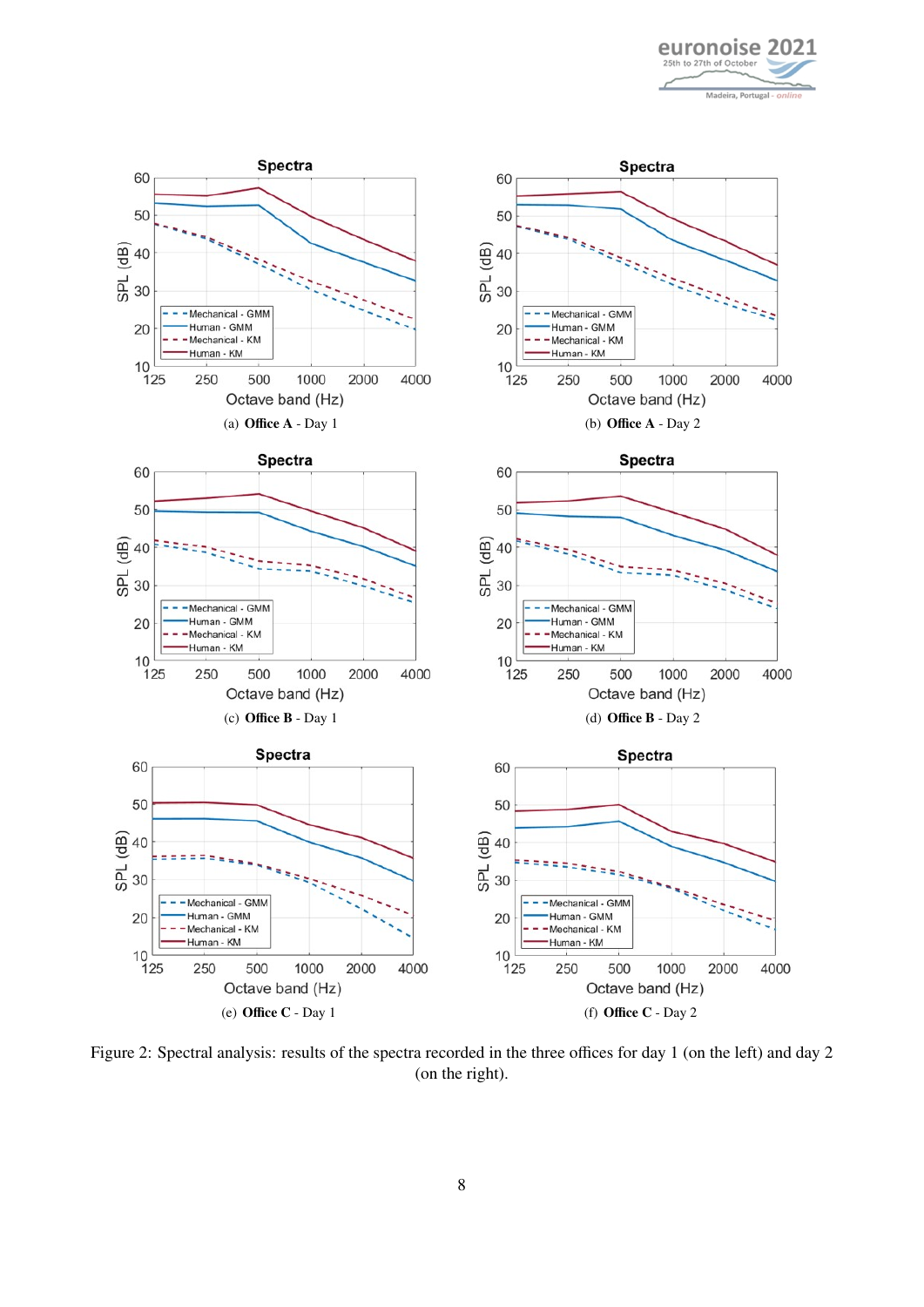(a) **Office A** - Day 1

(b) **Office A** - Day 2

(c) **Office B** - Day 1

(d) **Office B** - Day 2

(e) **Office C** - Day 1

(f) **Office C** - Day 2

Figure 2: Spectral analysis: results of the spectra recorded in the three offices for day 1 (on the left) and day 2 (on the right).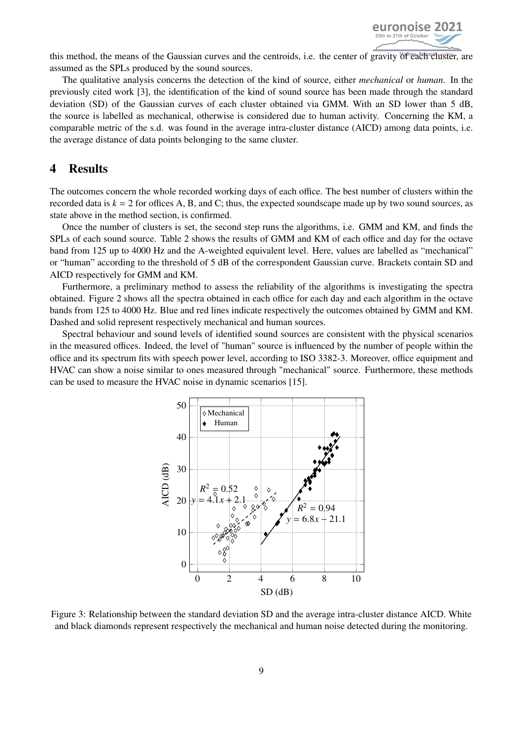this method, the means of the Gaussian curves and the centroids, i.e. the center of gravity of each cluster, are assumed as the SPLs produced by the sound sources.

The qualitative analysis concerns the detection of the kind of source, either *mechanical* or *human*. In the previously cited work [3], the identification of the kind of sound source has been made through the standard deviation (SD) of the Gaussian curves of each cluster obtained via GMM. With an SD lower than 5 dB, the source is labelled as mechanical, otherwise is considered due to human activity. Concerning the KM, a comparable metric of the s.d. was found in the average intra-cluster distance (AICD) among data points, i.e. the average distance of data points belonging to the same cluster.

# 4 Results

The outcomes concern the whole recorded working days of each office. The best number of clusters within the recorded data is $k = 2$ for offices A, B, and C; thus, the expected soundscape made up by two sound sources, as state above in the method section, is confirmed.

Once the number of clusters is set, the second step runs the algorithms, i.e. GMM and KM, and finds the SPLs of each sound source. Table 2 shows the results of GMM and KM of each office and day for the octave band from 125 up to 4000 Hz and the A-weighted equivalent level. Here, values are labelled as "mechanical" or "human" according to the threshold of 5 dB of the correspondent Gaussian curve. Brackets contain SD and AICD respectively for GMM and KM.

Furthermore, a preliminary method to assess the reliability of the algorithms is investigating the spectra obtained. Figure 2 shows all the spectra obtained in each office for each day and each algorithm in the octave bands from 125 to 4000 Hz. Blue and red lines indicate respectively the outcomes obtained by GMM and KM. Dashed and solid represent respectively mechanical and human sources.

Spectral behaviour and sound levels of identified sound sources are consistent with the physical scenarios in the measured offices. Indeed, the level of "human" source is influenced by the number of people within the office and its spectrum fits with speech power level, according to ISO 3382-3. Moreover, office equipment and HVAC can show a noise similar to ones measured through "mechanical" source. Furthermore, these methods can be used to measure the HVAC noise in dynamic scenarios [15].

Figure 3: Relationship between the standard deviation SD and the average intra-cluster distance AICD. White and black diamonds represent respectively the mechanical and human noise detected during the monitoring.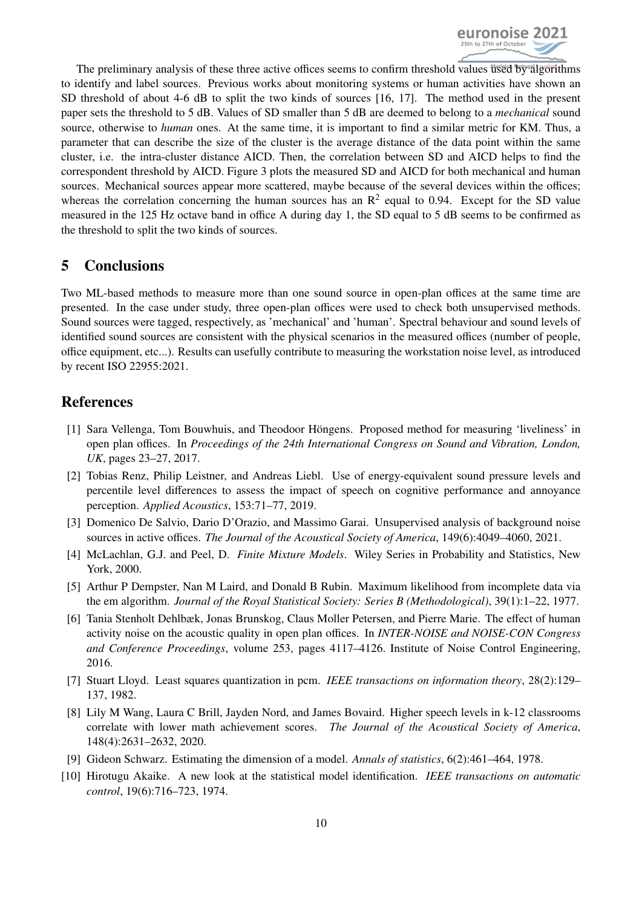The preliminary analysis of these three active offices seems to confirm threshold values used by algorithms to identify and label sources. Previous works about monitoring systems or human activities have shown an SD threshold of about 4-6 dB to split the two kinds of sources [16, 17]. The method used in the present paper sets the threshold to 5 dB. Values of SD smaller than 5 dB are deemed to belong to a *mechanical* sound source, otherwise to *human* ones. At the same time, it is important to find a similar metric for KM. Thus, a parameter that can describe the size of the cluster is the average distance of the data point within the same cluster, i.e. the intra-cluster distance AICD. Then, the correlation between SD and AICD helps to find the correspondent threshold by AICD. Figure 3 plots the measured SD and AICD for both mechanical and human sources. Mechanical sources appear more scattered, maybe because of the several devices within the offices; whereas the correlation concerning the human sources has an $R^2$ equal to 0.94. Except for the SD value measured in the 125 Hz octave band in office A during day 1, the SD equal to 5 dB seems to be confirmed as the threshold to split the two kinds of sources.

## 5 Conclusions

Two ML-based methods to measure more than one sound source in open-plan offices at the same time are presented. In the case under study, three open-plan offices were used to check both unsupervised methods. Sound sources were tagged, respectively, as 'mechanical' and 'human'. Spectral behaviour and sound levels of identified sound sources are consistent with the physical scenarios in the measured offices (number of people, office equipment, etc...). Results can usefully contribute to measuring the workstation noise level, as introduced by recent ISO 22955:2021.

## References

[1] Sara Vellenga, Tom Bouwhuis, and Theodoor Höngens. Proposed method for measuring 'liveliness' in open plan offices. In *Proceedings of the 24th International Congress on Sound and Vibration, London, UK*, pages 23–27, 2017.

[2] Tobias Renz, Philip Leistner, and Andreas Liebl. Use of energy-equivalent sound pressure levels and percentile level differences to assess the impact of speech on cognitive performance and annoyance perception. *Applied Acoustics*, 153:71–77, 2019.

[3] Domenico De Salvio, Dario D'Orazio, and Massimo Garai. Unsupervised analysis of background noise sources in active offices. *The Journal of the Acoustical Society of America*, 149(6):4049–4060, 2021.

[4] McLachlan, G.J. and Peel, D. *Finite Mixture Models*. Wiley Series in Probability and Statistics, New York, 2000.

[5] Arthur P Dempster, Nan M Laird, and Donald B Rubin. Maximum likelihood from incomplete data via the em algorithm. *Journal of the Royal Statistical Society: Series B (Methodological)*, 39(1):1–22, 1977.

[6] Tania Stenholt Dehlbæk, Jonas Brunskog, Claus Moller Petersen, and Pierre Marie. The effect of human activity noise on the acoustic quality in open plan offices. In *INTER-NOISE and NOISE-CON Congress and Conference Proceedings*, volume 253, pages 4117–4126. Institute of Noise Control Engineering, 2016.

[7] Stuart Lloyd. Least squares quantization in pcm. *IEEE transactions on information theory*, 28(2):129–137, 1982.

[8] Lily M Wang, Laura C Brill, Jayden Nord, and James Bovaird. Higher speech levels in k-12 classrooms correlate with lower math achievement scores. *The Journal of the Acoustical Society of America*, 148(4):2631–2632, 2020.

[9] Gideon Schwarz. Estimating the dimension of a model. *Annals of statistics*, 6(2):461–464, 1978.

[10] Hirotugu Akaike. A new look at the statistical model identification. *IEEE transactions on automatic control*, 19(6):716–723, 1974.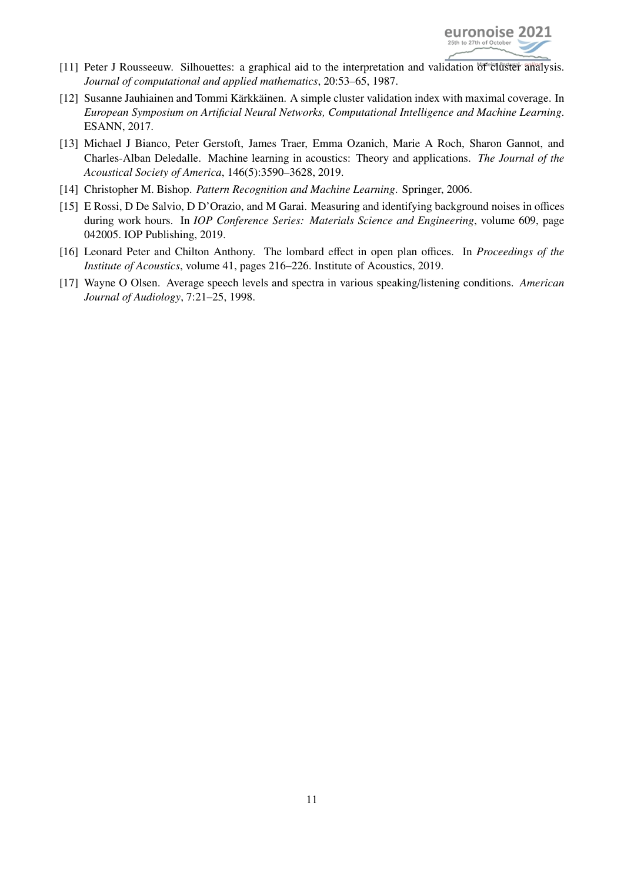[11] Peter J Rousseeuw. Silhouettes: a graphical aid to the interpretation and validation of cluster analysis. *Journal of computational and applied mathematics*, 20:53–65, 1987.

[12] Susanne Jauhiainen and Tommi Kärkkäinen. A simple cluster validation index with maximal coverage. In *European Symposium on Artificial Neural Networks, Computational Intelligence and Machine Learning*. ESANN, 2017.

[13] Michael J Bianco, Peter Gerstoft, James Traer, Emma Ozanich, Marie A Roch, Sharon Gannot, and Charles-Alban Deledalle. Machine learning in acoustics: Theory and applications. *The Journal of the Acoustical Society of America*, 146(5):3590–3628, 2019.

[14] Christopher M. Bishop. *Pattern Recognition and Machine Learning*. Springer, 2006.

[15] E Rossi, D De Salvio, D D'Orazio, and M Garai. Measuring and identifying background noises in offices during work hours. In *IOP Conference Series: Materials Science and Engineering*, volume 609, page 042005. IOP Publishing, 2019.

[16] Leonard Peter and Chilton Anthony. The lombard effect in open plan offices. In *Proceedings of the Institute of Acoustics*, volume 41, pages 216–226. Institute of Acoustics, 2019.

[17] Wayne O Olsen. Average speech levels and spectra in various speaking/listening conditions. *American Journal of Audiology*, 7:21–25, 1998.